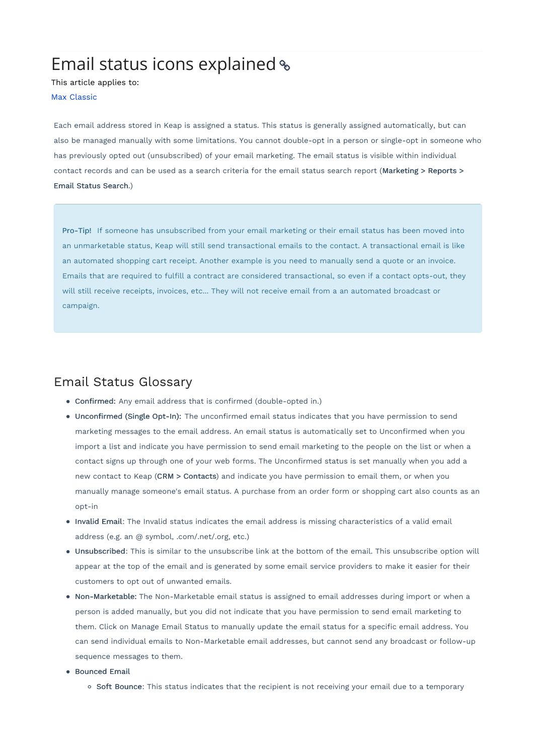# Email status icons explained

This article applies to:

Max Classic

Each email address stored in Keap is assigned a status. This status is generally assigned automatically, but can also be managed manually with some limitations. You cannot double-opt in a person or single-opt in someone who has previously opted out (unsubscribed) of your email marketing. The email status is visible within individual contact records and can be used as a search criteria for the email status search report (**Marketing > Reports > Email Status Search**.)

> **Pro-Tip!** If someone has unsubscribed from your email marketing or their email status has been moved into an unmarketable status, Keap will still send transactional emails to the contact. A transactional email is like an automated shopping cart receipt. Another example is you need to manually send a quote or an invoice. Emails that are required to fulfill a contract are considered transactional, so even if a contact opts-out, they will still receive receipts, invoices, etc... They will not receive email from a an automated broadcast or campaign.

## Email Status Glossary

- **Confirmed:** Any email address that is confirmed (double-opted in.)
- **Unconfirmed (Single Opt-In):** The unconfirmed email status indicates that you have permission to send marketing messages to the email address. An email status is automatically set to Unconfirmed when you import a list and indicate you have permission to send email marketing to the people on the list or when a contact signs up through one of your web forms. The Unconfirmed status is set manually when you add a new contact to Keap (**CRM > Contacts**) and indicate you have permission to email them, or when you manually manage someone's email status. A purchase from an order form or shopping cart also counts as an opt-in
- **Invalid Email**: The Invalid status indicates the email address is missing characteristics of a valid email address (e.g. an @ symbol, .com/.net/.org, etc.)
- **Unsubscribed**: This is similar to the unsubscribe link at the bottom of the email. This unsubscribe option will appear at the top of the email and is generated by some email service providers to make it easier for their customers to opt out of unwanted emails.
- **Non-Marketable:** The Non-Marketable email status is assigned to email addresses during import or when a person is added manually, but you did not indicate that you have permission to send email marketing to them. Click on Manage Email Status to manually update the email status for a specific email address. You can send individual emails to Non-Marketable email addresses, but cannot send any broadcast or follow-up sequence messages to them.
- **Bounced Email**
    - **Soft Bounce**: This status indicates that the recipient is not receiving your email due to a temporary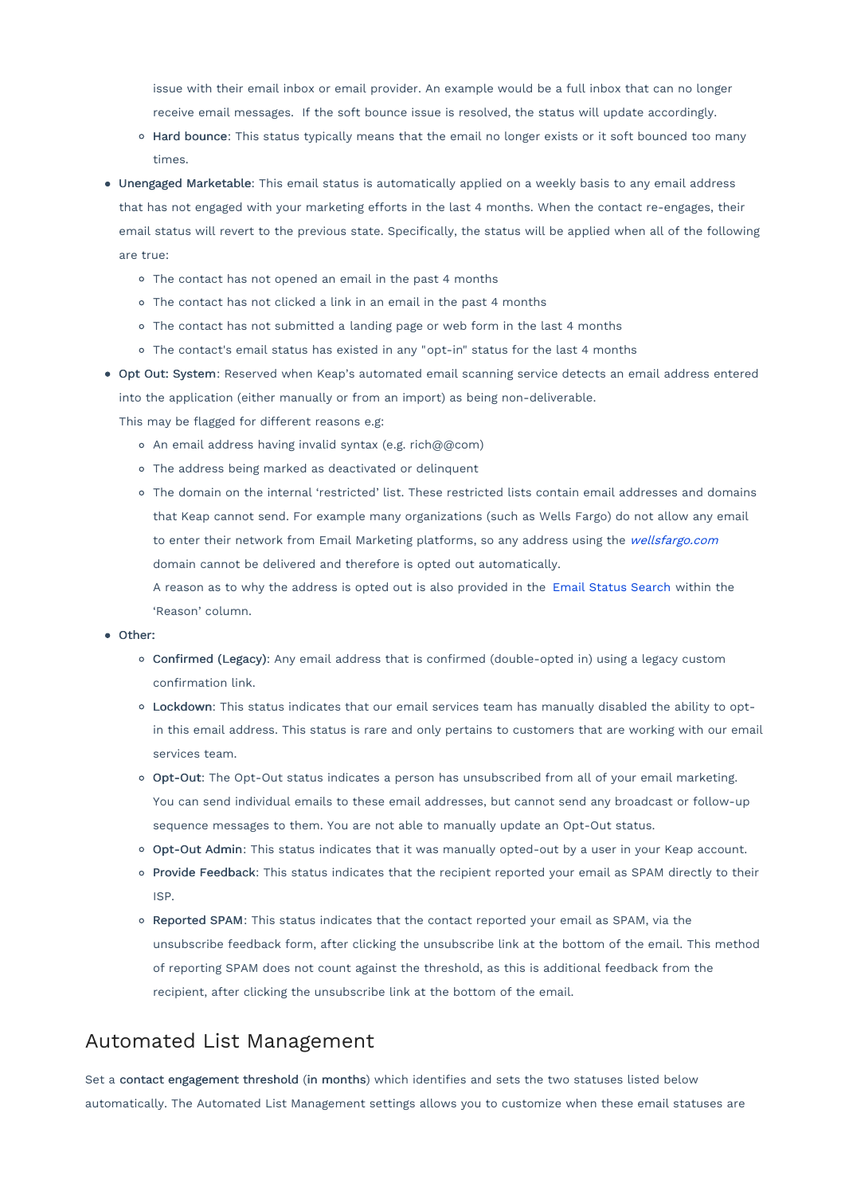issue with their email inbox or email provider. An example would be a full inbox that can no longer receive email messages. If the soft bounce issue is resolved, the status will update accordingly.
  - **Hard bounce**: This status typically means that the email no longer exists or it soft bounced too many times.
- **Unengaged Marketable**: This email status is automatically applied on a weekly basis to any email address that has not engaged with your marketing efforts in the last 4 months. When the contact re-engages, their email status will revert to the previous state. Specifically, the status will be applied when all of the following are true:
  - The contact has not opened an email in the past 4 months
  - The contact has not clicked a link in an email in the past 4 months
  - The contact has not submitted a landing page or web form in the last 4 months
  - The contact's email status has existed in any "opt-in" status for the last 4 months
- **Opt Out: System**: Reserved when Keap's automated email scanning service detects an email address entered into the application (either manually or from an import) as being non-deliverable.
  This may be flagged for different reasons e.g:
  - An email address having invalid syntax (e.g. rich@@com)
  - The address being marked as deactivated or delinquent
  - The domain on the internal 'restricted' list. These restricted lists contain email addresses and domains that Keap cannot send. For example many organizations (such as Wells Fargo) do not allow any email to enter their network from Email Marketing platforms, so any address using the *wellsfargo.com* domain cannot be delivered and therefore is opted out automatically.
    A reason as to why the address is opted out is also provided in the Email Status Search within the 'Reason' column.
- **Other:**
  - **Confirmed (Legacy)**: Any email address that is confirmed (double-opted in) using a legacy custom confirmation link.
  - **Lockdown**: This status indicates that our email services team has manually disabled the ability to opt-in this email address. This status is rare and only pertains to customers that are working with our email services team.
  - **Opt-Out**: The Opt-Out status indicates a person has unsubscribed from all of your email marketing. You can send individual emails to these email addresses, but cannot send any broadcast or follow-up sequence messages to them. You are not able to manually update an Opt-Out status.
  - **Opt-Out Admin**: This status indicates that it was manually opted-out by a user in your Keap account.
  - **Provide Feedback**: This status indicates that the recipient reported your email as SPAM directly to their ISP.
  - **Reported SPAM**: This status indicates that the contact reported your email as SPAM, via the unsubscribe feedback form, after clicking the unsubscribe link at the bottom of the email. This method of reporting SPAM does not count against the threshold, as this is additional feedback from the recipient, after clicking the unsubscribe link at the bottom of the email.

## Automated List Management

Set a **contact engagement threshold** (**in months**) which identifies and sets the two statuses listed below automatically. The Automated List Management settings allows you to customize when these email statuses are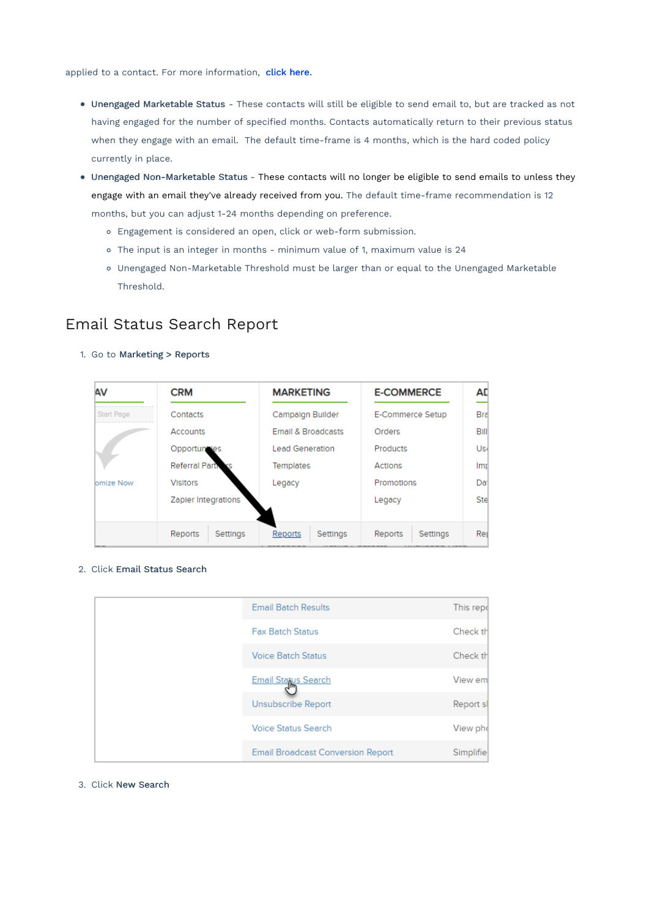applied to a contact. For more information, click here.

- **Unengaged Marketable Status** - These contacts will still be eligible to send email to, but are tracked as not having engaged for the number of specified months. Contacts automatically return to their previous status when they engage with an email. The default time-frame is 4 months, which is the hard coded policy currently in place.
- **Unengaged Non-Marketable Status** - These contacts will no longer be eligible to send emails to unless they engage with an email they've already received from you. The default time-frame recommendation is 12 months, but you can adjust 1-24 months depending on preference.
  - Engagement is considered an open, click or web-form submission.
  - The input is an integer in months - minimum value of 1, maximum value is 24
  - Unengaged Non-Marketable Threshold must be larger than or equal to the Unengaged Marketable Threshold.

## Email Status Search Report

1. Go to **Marketing > Reports**

2. Click **Email Status Search**

3. Click **New Search**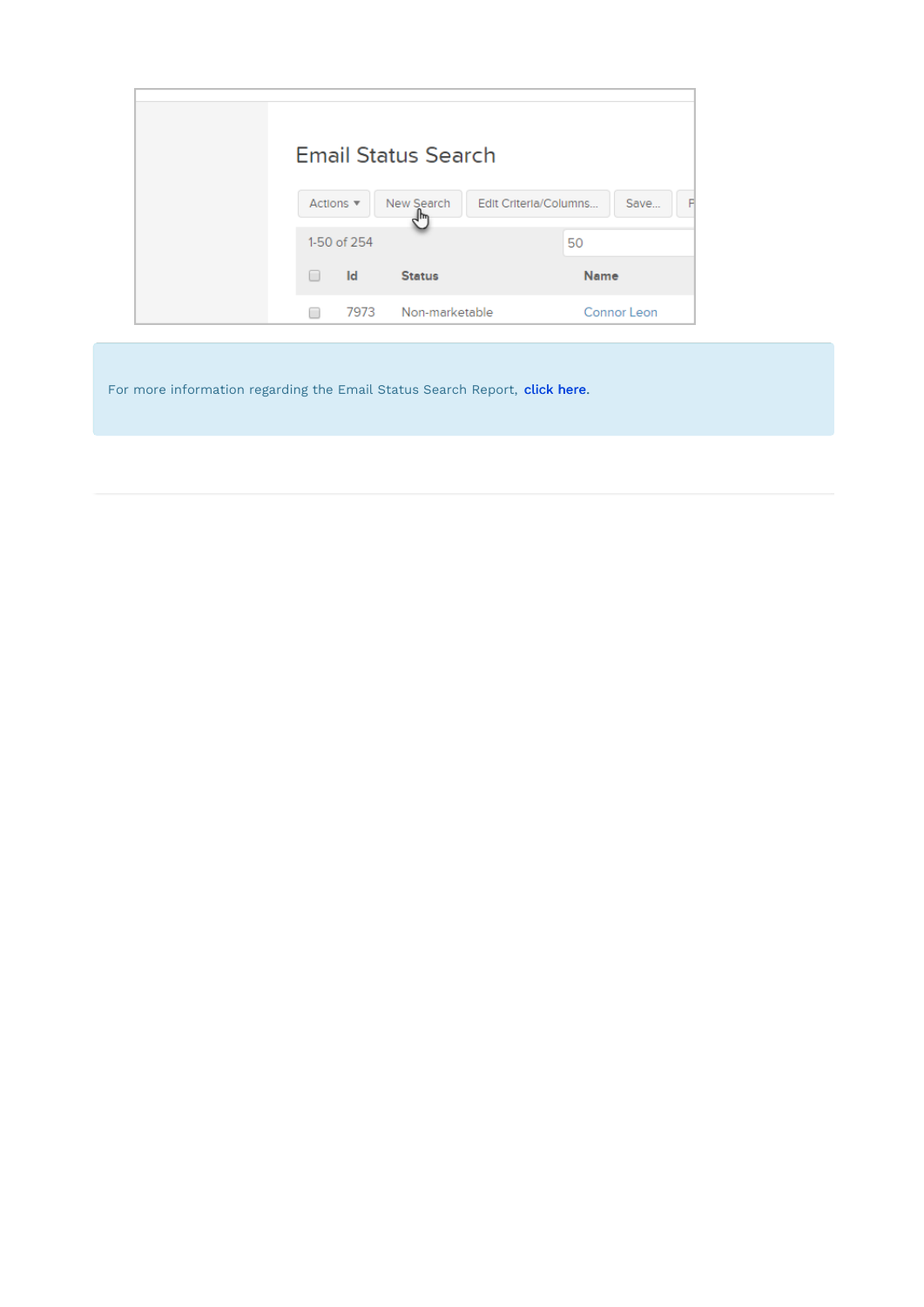For more information regarding the Email Status Search Report, **click here.**